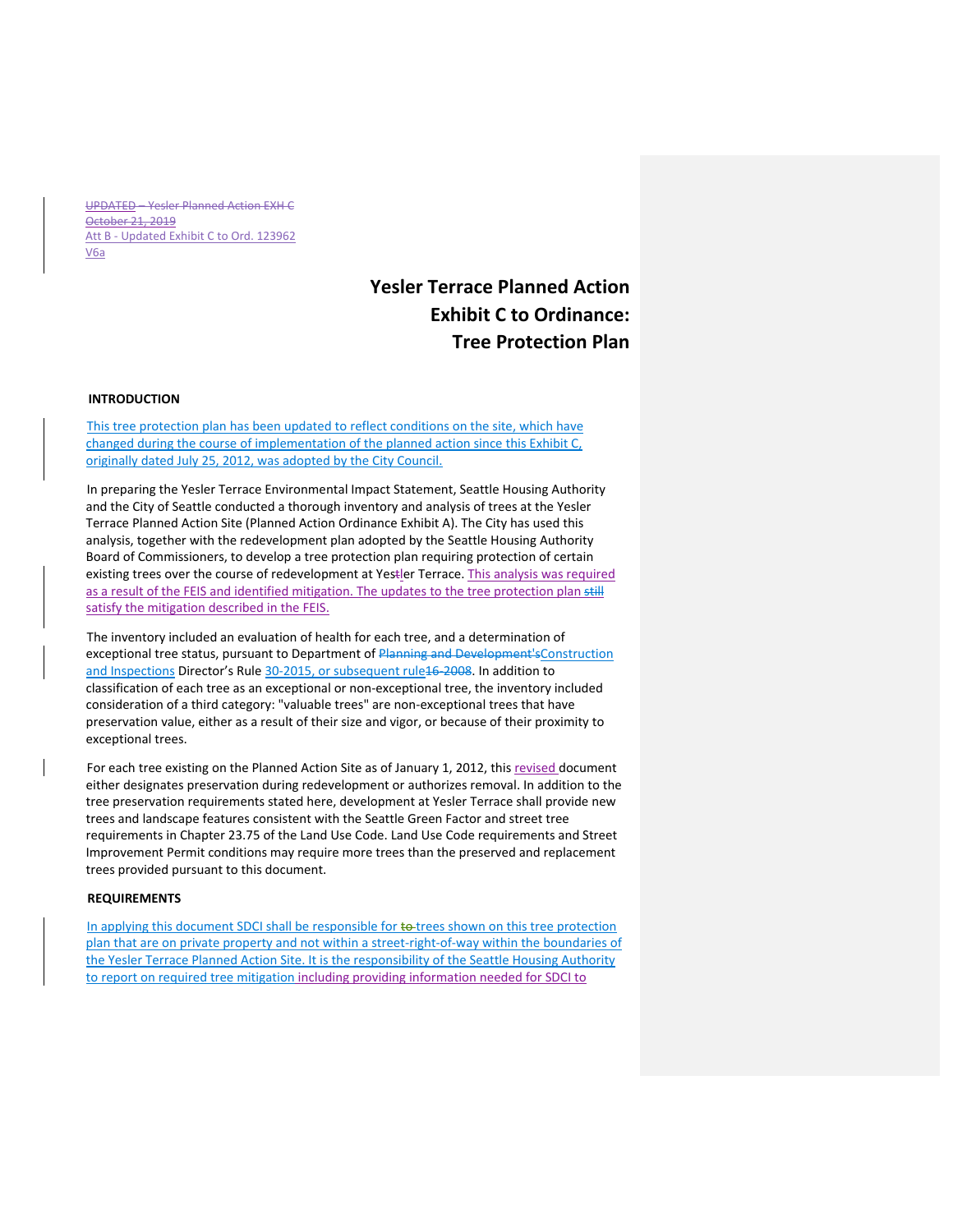UPDATED – Yesler Planned Action EXH C
October 21, 2019
Att B - Updated Exhibit C to Ord. 123962
V6a

# Yesler Terrace Planned Action Exhibit C to Ordinance: Tree Protection Plan

## INTRODUCTION

This tree protection plan has been updated to reflect conditions on the site, which have changed during the course of implementation of the planned action since this Exhibit C, originally dated July 25, 2012, was adopted by the City Council.

In preparing the Yesler Terrace Environmental Impact Statement, Seattle Housing Authority and the City of Seattle conducted a thorough inventory and analysis of trees at the Yesler Terrace Planned Action Site (Planned Action Ordinance Exhibit A). The City has used this analysis, together with the redevelopment plan adopted by the Seattle Housing Authority Board of Commissioners, to develop a tree protection plan requiring protection of certain existing trees over the course of redevelopment at Yestler Terrace. This analysis was required as a result of the FEIS and identified mitigation. The updates to the tree protection plan still satisfy the mitigation described in the FEIS.

The inventory included an evaluation of health for each tree, and a determination of exceptional tree status, pursuant to Department of Planning and Development'sConstruction and Inspections Director's Rule 30-2015, or subsequent rule16-2008. In addition to classification of each tree as an exceptional or non-exceptional tree, the inventory included consideration of a third category: "valuable trees" are non-exceptional trees that have preservation value, either as a result of their size and vigor, or because of their proximity to exceptional trees.

For each tree existing on the Planned Action Site as of January 1, 2012, this revised document either designates preservation during redevelopment or authorizes removal. In addition to the tree preservation requirements stated here, development at Yesler Terrace shall provide new trees and landscape features consistent with the Seattle Green Factor and street tree requirements in Chapter 23.75 of the Land Use Code. Land Use Code requirements and Street Improvement Permit conditions may require more trees than the preserved and replacement trees provided pursuant to this document.

## REQUIREMENTS

In applying this document SDCI shall be responsible for to trees shown on this tree protection plan that are on private property and not within a street-right-of-way within the boundaries of the Yesler Terrace Planned Action Site. It is the responsibility of the Seattle Housing Authority to report on required tree mitigation including providing information needed for SDCI to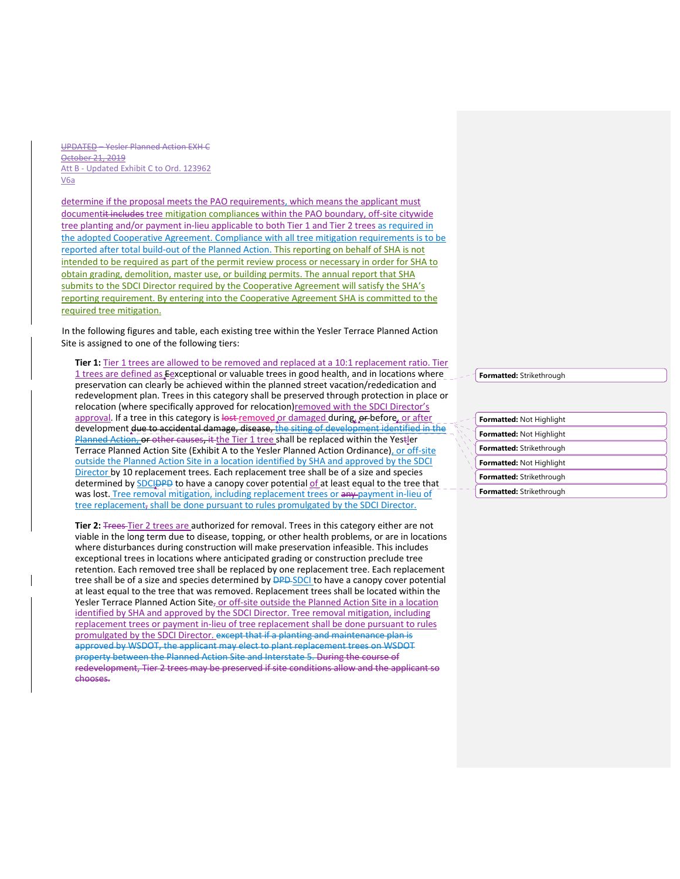UPDATED – Yesler Planned Action EXH C
October 21, 2019
Att B - Updated Exhibit C to Ord. 123962
V6a

determine if the proposal meets the PAO requirements, which means the applicant must documentit includes tree mitigation compliances within the PAO boundary, off-site citywide tree planting and/or payment in-lieu applicable to both Tier 1 and Tier 2 trees as required in the adopted Cooperative Agreement. Compliance with all tree mitigation requirements is to be reported after total build-out of the Planned Action. This reporting on behalf of SHA is not intended to be required as part of the permit review process or necessary in order for SHA to obtain grading, demolition, master use, or building permits. The annual report that SHA submits to the SDCI Director required by the Cooperative Agreement will satisfy the SHA's reporting requirement. By entering into the Cooperative Agreement SHA is committed to the required tree mitigation.

In the following figures and table, each existing tree within the Yesler Terrace Planned Action Site is assigned to one of the following tiers:

**Tier 1:** Tier 1 trees are allowed to be removed and replaced at a 10:1 replacement ratio. Tier 1 trees are defined as Eexceptional or valuable trees in good health, and in locations where preservation can clearly be achieved within the planned street vacation/rededication and redevelopment plan. Trees in this category shall be preserved through protection in place or relocation (where specifically approved for relocation)removed with the SDCI Director's approval. If a tree in this category is lost removed or damaged during, or before, or after development due to accidental damage, disease, the siting of development identified in the Planned Action, or other causes, it the Tier 1 tree shall be replaced within the Yestler Terrace Planned Action Site (Exhibit A to the Yesler Planned Action Ordinance), or off-site outside the Planned Action Site in a location identified by SHA and approved by the SDCI Director by 10 replacement trees. Each replacement tree shall be of a size and species determined by SDCIDPD to have a canopy cover potential of at least equal to the tree that was lost. Tree removal mitigation, including replacement trees or any payment in-lieu of tree replacement, shall be done pursuant to rules promulgated by the SDCI Director.

**Tier 2:** Trees Tier 2 trees are authorized for removal. Trees in this category either are not viable in the long term due to disease, topping, or other health problems, or are in locations where disturbances during construction will make preservation infeasible. This includes exceptional trees in locations where anticipated grading or construction preclude tree retention. Each removed tree shall be replaced by one replacement tree. Each replacement tree shall be of a size and species determined by DPD SDCI to have a canopy cover potential at least equal to the tree that was removed. Replacement trees shall be located within the Yesler Terrace Planned Action Site, or off-site outside the Planned Action Site in a location identified by SHA and approved by the SDCI Director. Tree removal mitigation, including replacement trees or payment in-lieu of tree replacement shall be done pursuant to rules promulgated by the SDCI Director. except that if a planting and maintenance plan is approved by WSDOT, the applicant may elect to plant replacement trees on WSDOT property between the Planned Action Site and Interstate 5. During the course of redevelopment, Tier 2 trees may be preserved if site conditions allow and the applicant so chooses.

Formatted: Strikethrough
Formatted: Not Highlight
Formatted: Not Highlight
Formatted: Strikethrough
Formatted: Not Highlight
Formatted: Strikethrough
Formatted: Strikethrough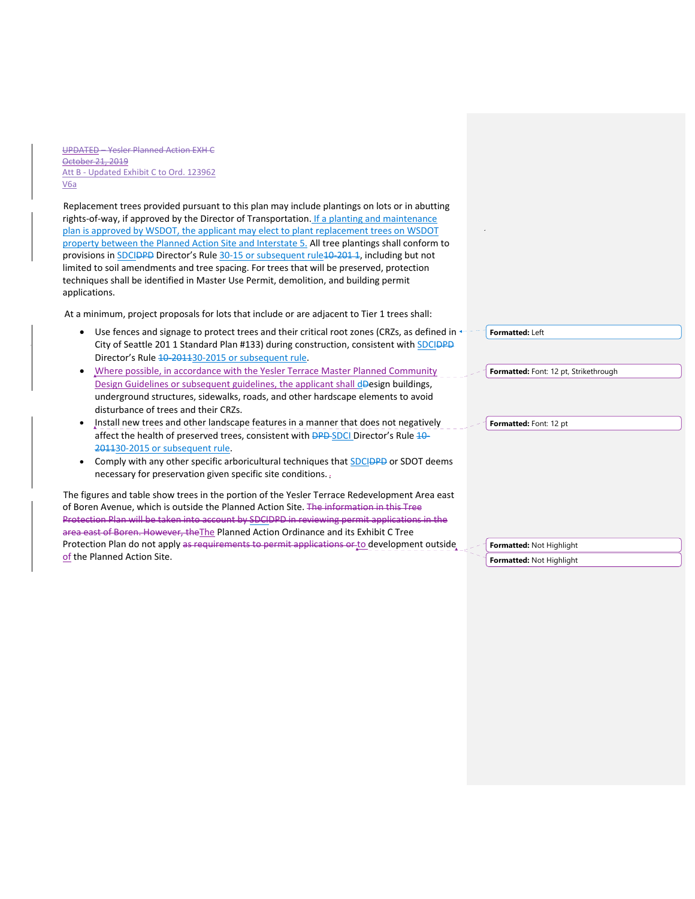Replacement trees provided pursuant to this plan may include plantings on lots or in abutting rights-of-way, if approved by the Director of Transportation. If a planting and maintenance plan is approved by WSDOT, the applicant may elect to plant replacement trees on WSDOT property between the Planned Action Site and Interstate 5. All tree plantings shall conform to provisions in SDCI~~DPD~~ Director's Rule 30-15 or subsequent rule~~10-201 1~~, including but not limited to soil amendments and tree spacing. For trees that will be preserved, protection techniques shall be identified in Master Use Permit, demolition, and building permit applications.

At a minimum, project proposals for lots that include or are adjacent to Tier 1 trees shall:

- Use fences and signage to protect trees and their critical root zones (CRZs, as defined in City of Seattle 201 1 Standard Plan #133) during construction, consistent with SDCI~~DPD~~ Director's Rule ~~10-2011~~30-2015 or subsequent rule.
- Where possible, in accordance with the Yesler Terrace Master Planned Community Design Guidelines or subsequent guidelines, the applicant shall d~~D~~esign buildings, underground structures, sidewalks, roads, and other hardscape elements to avoid disturbance of trees and their CRZs.
- Install new trees and other landscape features in a manner that does not negatively affect the health of preserved trees, consistent with ~~DPD~~ SDCI Director's Rule ~~10-2011~~30-2015 or subsequent rule.
- Comply with any other specific arboricultural techniques that SDCI~~DPD~~ or SDOT deems necessary for preservation given specific site conditions.

The figures and table show trees in the portion of the Yesler Terrace Redevelopment Area east of Boren Avenue, which is outside the Planned Action Site. ~~The information in this Tree Protection Plan will be taken into account by SDCIDPD in reviewing permit applications in the area east of Boren. However, the~~The Planned Action Ordinance and its Exhibit C Tree Protection Plan do not apply ~~as requirements to permit applications or~~ to development outside of the Planned Action Site.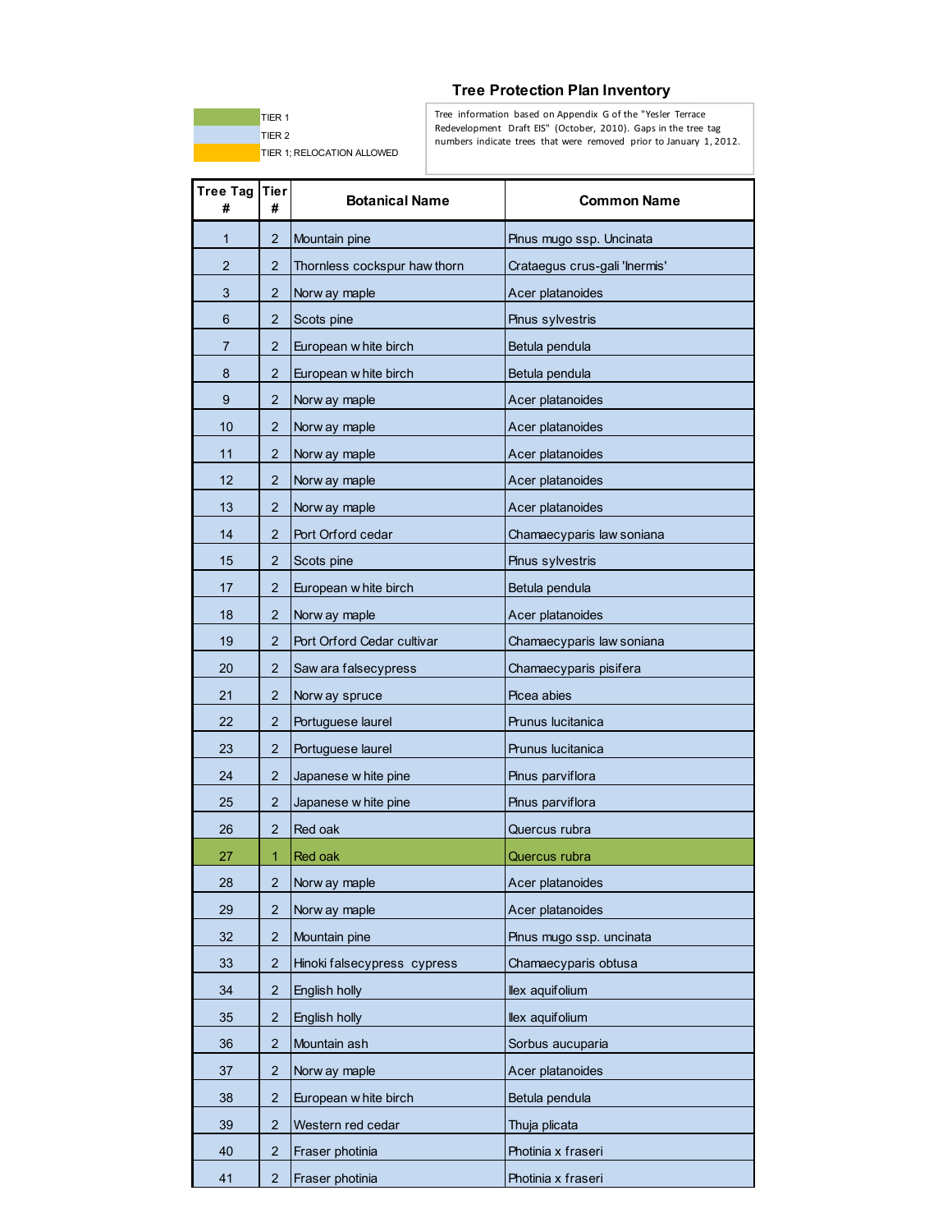## Tree Protection Plan Inventory

TIER 1
TIER 2
TIER 1; RELOCATION ALLOWED

Tree information based on Appendix G of the "Yesler Terrace Redevelopment Draft EIS" (October, 2010). Gaps in the tree tag numbers indicate trees that were removed prior to January 1, 2012.

| Tree Tag # | Tier # | Botanical Name | Common Name |
|---|---|---|---|
| 1 | 2 | Mountain pine | Pinus mugo ssp. Uncinata |
| 2 | 2 | Thornless cockspur hawthorn | Crataegus crus-gali 'Inermis' |
| 3 | 2 | Norway maple | Acer platanoides |
| 6 | 2 | Scots pine | Pinus sylvestris |
| 7 | 2 | European white birch | Betula pendula |
| 8 | 2 | European white birch | Betula pendula |
| 9 | 2 | Norway maple | Acer platanoides |
| 10 | 2 | Norway maple | Acer platanoides |
| 11 | 2 | Norway maple | Acer platanoides |
| 12 | 2 | Norway maple | Acer platanoides |
| 13 | 2 | Norway maple | Acer platanoides |
| 14 | 2 | Port Orford cedar | Chamaecyparis lawsoniana |
| 15 | 2 | Scots pine | Pinus sylvestris |
| 17 | 2 | European white birch | Betula pendula |
| 18 | 2 | Norway maple | Acer platanoides |
| 19 | 2 | Port Orford Cedar cultivar | Chamaecyparis lawsoniana |
| 20 | 2 | Sawara falsecypress | Chamaecyparis pisifera |
| 21 | 2 | Norway spruce | Picea abies |
| 22 | 2 | Portuguese laurel | Prunus lucitanica |
| 23 | 2 | Portuguese laurel | Prunus lucitanica |
| 24 | 2 | Japanese white pine | Pinus parviflora |
| 25 | 2 | Japanese white pine | Pinus parviflora |
| 26 | 2 | Red oak | Quercus rubra |
| 27 | 1 | Red oak | Quercus rubra |
| 28 | 2 | Norway maple | Acer platanoides |
| 29 | 2 | Norway maple | Acer platanoides |
| 32 | 2 | Mountain pine | Pinus mugo ssp. uncinata |
| 33 | 2 | Hinoki falsecypress cypress | Chamaecyparis obtusa |
| 34 | 2 | English holly | Ilex aquifolium |
| 35 | 2 | English holly | Ilex aquifolium |
| 36 | 2 | Mountain ash | Sorbus aucuparia |
| 37 | 2 | Norway maple | Acer platanoides |
| 38 | 2 | European white birch | Betula pendula |
| 39 | 2 | Western red cedar | Thuja plicata |
| 40 | 2 | Fraser photinia | Photinia x fraseri |
| 41 | 2 | Fraser photinia | Photinia x fraseri |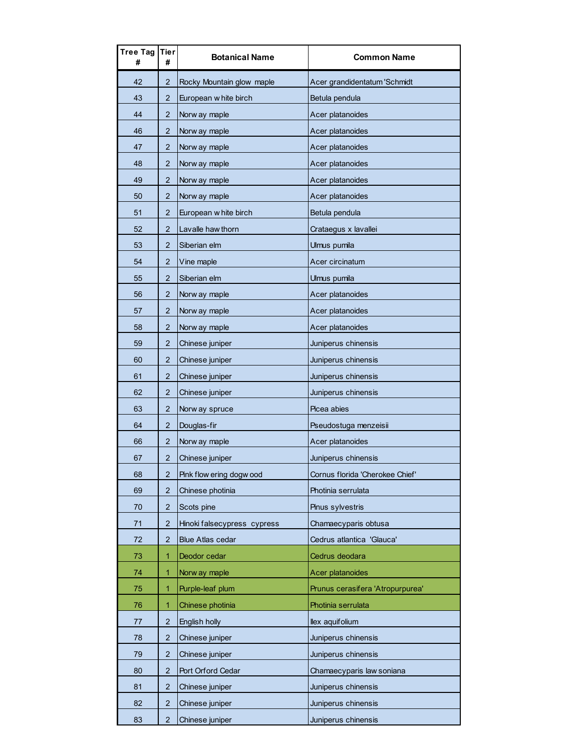| Tree Tag # | Tier # | Botanical Name | Common Name |
|---|---|---|---|
| 42 | 2 | Rocky Mountain glow maple | Acer grandidentatum 'Schmidt |
| 43 | 2 | European white birch | Betula pendula |
| 44 | 2 | Norway maple | Acer platanoides |
| 46 | 2 | Norway maple | Acer platanoides |
| 47 | 2 | Norway maple | Acer platanoides |
| 48 | 2 | Norway maple | Acer platanoides |
| 49 | 2 | Norway maple | Acer platanoides |
| 50 | 2 | Norway maple | Acer platanoides |
| 51 | 2 | European white birch | Betula pendula |
| 52 | 2 | Lavalle hawthorn | Crataegus x lavallei |
| 53 | 2 | Siberian elm | Ulmus pumila |
| 54 | 2 | Vine maple | Acer circinatum |
| 55 | 2 | Siberian elm | Ulmus pumila |
| 56 | 2 | Norway maple | Acer platanoides |
| 57 | 2 | Norway maple | Acer platanoides |
| 58 | 2 | Norway maple | Acer platanoides |
| 59 | 2 | Chinese juniper | Juniperus chinensis |
| 60 | 2 | Chinese juniper | Juniperus chinensis |
| 61 | 2 | Chinese juniper | Juniperus chinensis |
| 62 | 2 | Chinese juniper | Juniperus chinensis |
| 63 | 2 | Norway spruce | Picea abies |
| 64 | 2 | Douglas-fir | Pseudostuga menzeisii |
| 66 | 2 | Norway maple | Acer platanoides |
| 67 | 2 | Chinese juniper | Juniperus chinensis |
| 68 | 2 | Pink flowering dogwood | Cornus florida 'Cherokee Chief' |
| 69 | 2 | Chinese photinia | Photinia serrulata |
| 70 | 2 | Scots pine | Pinus sylvestris |
| 71 | 2 | Hinoki falsecypress cypress | Chamaecyparis obtusa |
| 72 | 2 | Blue Atlas cedar | Cedrus atlantica 'Glauca' |
| 73 | 1 | Deodor cedar | Cedrus deodara |
| 74 | 1 | Norway maple | Acer platanoides |
| 75 | 1 | Purple-leaf plum | Prunus cerasifera 'Atropurpurea' |
| 76 | 1 | Chinese photinia | Photinia serrulata |
| 77 | 2 | English holly | Ilex aquifolium |
| 78 | 2 | Chinese juniper | Juniperus chinensis |
| 79 | 2 | Chinese juniper | Juniperus chinensis |
| 80 | 2 | Port Orford Cedar | Chamaecyparis lawsoniana |
| 81 | 2 | Chinese juniper | Juniperus chinensis |
| 82 | 2 | Chinese juniper | Juniperus chinensis |
| 83 | 2 | Chinese juniper | Juniperus chinensis |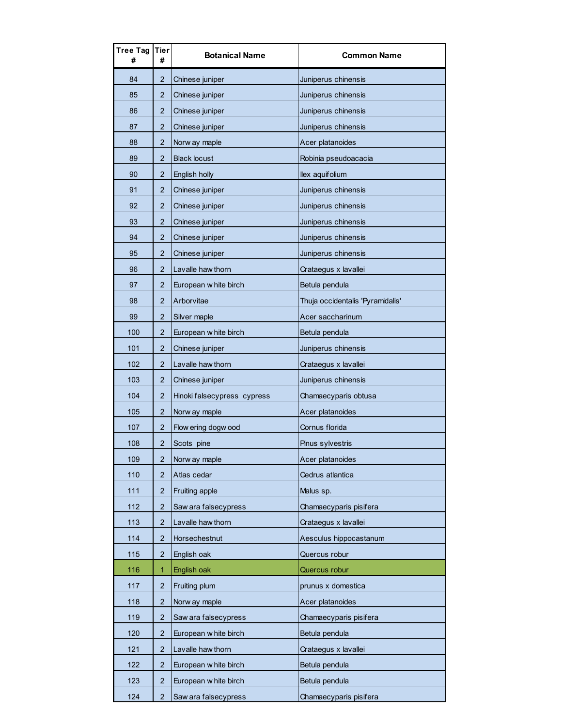| Tree Tag # | Tier # | Botanical Name | Common Name |
|---|---|---|---|
| 84 | 2 | Chinese juniper | Juniperus chinensis |
| 85 | 2 | Chinese juniper | Juniperus chinensis |
| 86 | 2 | Chinese juniper | Juniperus chinensis |
| 87 | 2 | Chinese juniper | Juniperus chinensis |
| 88 | 2 | Norway maple | Acer platanoides |
| 89 | 2 | Black locust | Robinia pseudoacacia |
| 90 | 2 | English holly | Ilex aquifolium |
| 91 | 2 | Chinese juniper | Juniperus chinensis |
| 92 | 2 | Chinese juniper | Juniperus chinensis |
| 93 | 2 | Chinese juniper | Juniperus chinensis |
| 94 | 2 | Chinese juniper | Juniperus chinensis |
| 95 | 2 | Chinese juniper | Juniperus chinensis |
| 96 | 2 | Lavalle hawthorn | Crataegus x lavallei |
| 97 | 2 | European white birch | Betula pendula |
| 98 | 2 | Arborvitae | Thuja occidentalis 'Pyramidalis' |
| 99 | 2 | Silver maple | Acer saccharinum |
| 100 | 2 | European white birch | Betula pendula |
| 101 | 2 | Chinese juniper | Juniperus chinensis |
| 102 | 2 | Lavalle hawthorn | Crataegus x lavallei |
| 103 | 2 | Chinese juniper | Juniperus chinensis |
| 104 | 2 | Hinoki falsecypress cypress | Chamaecyparis obtusa |
| 105 | 2 | Norway maple | Acer platanoides |
| 107 | 2 | Flowering dogwood | Cornus florida |
| 108 | 2 | Scots pine | Pinus sylvestris |
| 109 | 2 | Norway maple | Acer platanoides |
| 110 | 2 | Atlas cedar | Cedrus atlantica |
| 111 | 2 | Fruiting apple | Malus sp. |
| 112 | 2 | Sawara falsecypress | Chamaecyparis pisifera |
| 113 | 2 | Lavalle hawthorn | Crataegus x lavallei |
| 114 | 2 | Horsechestnut | Aesculus hippocastanum |
| 115 | 2 | English oak | Quercus robur |
| 116 | 1 | English oak | Quercus robur |
| 117 | 2 | Fruiting plum | prunus x domestica |
| 118 | 2 | Norway maple | Acer platanoides |
| 119 | 2 | Sawara falsecypress | Chamaecyparis pisifera |
| 120 | 2 | European white birch | Betula pendula |
| 121 | 2 | Lavalle hawthorn | Crataegus x lavallei |
| 122 | 2 | European white birch | Betula pendula |
| 123 | 2 | European white birch | Betula pendula |
| 124 | 2 | Sawara falsecypress | Chamaecyparis pisifera |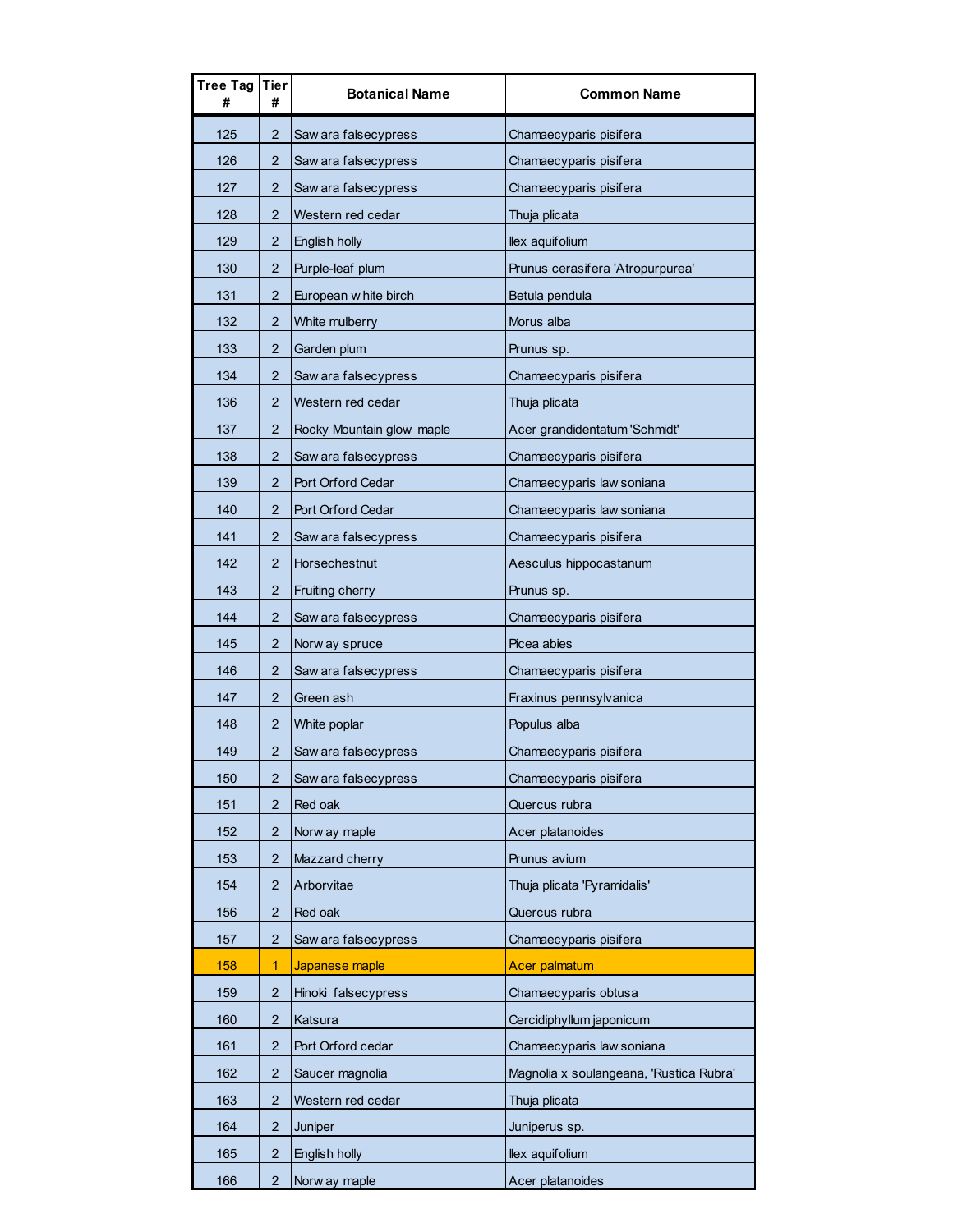| Tree Tag # | Tier # | Botanical Name | Common Name |
|---|---|---|---|
| 125 | 2 | Sawara falsecypress | Chamaecyparis pisifera |
| 126 | 2 | Sawara falsecypress | Chamaecyparis pisifera |
| 127 | 2 | Sawara falsecypress | Chamaecyparis pisifera |
| 128 | 2 | Western red cedar | Thuja plicata |
| 129 | 2 | English holly | Ilex aquifolium |
| 130 | 2 | Purple-leaf plum | Prunus cerasifera 'Atropurpurea' |
| 131 | 2 | European white birch | Betula pendula |
| 132 | 2 | White mulberry | Morus alba |
| 133 | 2 | Garden plum | Prunus sp. |
| 134 | 2 | Sawara falsecypress | Chamaecyparis pisifera |
| 136 | 2 | Western red cedar | Thuja plicata |
| 137 | 2 | Rocky Mountain glow maple | Acer grandidentatum 'Schmidt' |
| 138 | 2 | Sawara falsecypress | Chamaecyparis pisifera |
| 139 | 2 | Port Orford Cedar | Chamaecyparis lawsoniana |
| 140 | 2 | Port Orford Cedar | Chamaecyparis lawsoniana |
| 141 | 2 | Sawara falsecypress | Chamaecyparis pisifera |
| 142 | 2 | Horsechestnut | Aesculus hippocastanum |
| 143 | 2 | Fruiting cherry | Prunus sp. |
| 144 | 2 | Sawara falsecypress | Chamaecyparis pisifera |
| 145 | 2 | Norway spruce | Picea abies |
| 146 | 2 | Sawara falsecypress | Chamaecyparis pisifera |
| 147 | 2 | Green ash | Fraxinus pennsylvanica |
| 148 | 2 | White poplar | Populus alba |
| 149 | 2 | Sawara falsecypress | Chamaecyparis pisifera |
| 150 | 2 | Sawara falsecypress | Chamaecyparis pisifera |
| 151 | 2 | Red oak | Quercus rubra |
| 152 | 2 | Norway maple | Acer platanoides |
| 153 | 2 | Mazzard cherry | Prunus avium |
| 154 | 2 | Arborvitae | Thuja plicata 'Pyramidalis' |
| 156 | 2 | Red oak | Quercus rubra |
| 157 | 2 | Sawara falsecypress | Chamaecyparis pisifera |
| 158 | 1 | Japanese maple | Acer palmatum |
| 159 | 2 | Hinoki falsecypress | Chamaecyparis obtusa |
| 160 | 2 | Katsura | Cercidiphyllum japonicum |
| 161 | 2 | Port Orford cedar | Chamaecyparis lawsoniana |
| 162 | 2 | Saucer magnolia | Magnolia x soulangeana, 'Rustica Rubra' |
| 163 | 2 | Western red cedar | Thuja plicata |
| 164 | 2 | Juniper | Juniperus sp. |
| 165 | 2 | English holly | Ilex aquifolium |
| 166 | 2 | Norway maple | Acer platanoides |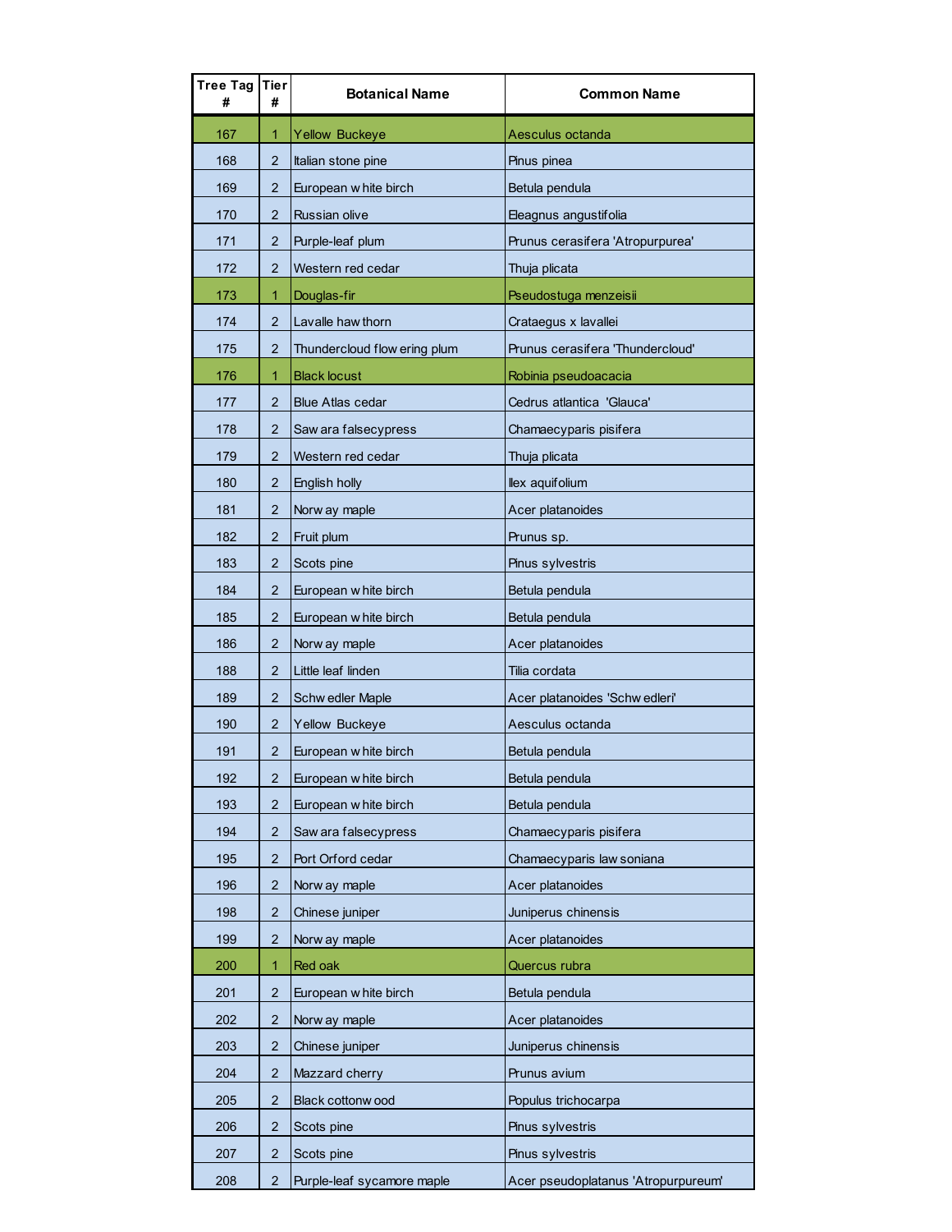| Tree Tag # | Tier # | Botanical Name | Common Name |
|---|---|---|---|
| 167 | 1 | Yellow Buckeye | Aesculus octanda |
| 168 | 2 | Italian stone pine | Pinus pinea |
| 169 | 2 | European white birch | Betula pendula |
| 170 | 2 | Russian olive | Eleagnus angustifolia |
| 171 | 2 | Purple-leaf plum | Prunus cerasifera 'Atropurpurea' |
| 172 | 2 | Western red cedar | Thuja plicata |
| 173 | 1 | Douglas-fir | Pseudostuga menzeisii |
| 174 | 2 | Lavalle hawthorn | Crataegus x lavallei |
| 175 | 2 | Thundercloud flowering plum | Prunus cerasifera 'Thundercloud' |
| 176 | 1 | Black locust | Robinia pseudoacacia |
| 177 | 2 | Blue Atlas cedar | Cedrus atlantica 'Glauca' |
| 178 | 2 | Sawara falsecypress | Chamaecyparis pisifera |
| 179 | 2 | Western red cedar | Thuja plicata |
| 180 | 2 | English holly | Ilex aquifolium |
| 181 | 2 | Norway maple | Acer platanoides |
| 182 | 2 | Fruit plum | Prunus sp. |
| 183 | 2 | Scots pine | Pinus sylvestris |
| 184 | 2 | European white birch | Betula pendula |
| 185 | 2 | European white birch | Betula pendula |
| 186 | 2 | Norway maple | Acer platanoides |
| 188 | 2 | Little leaf linden | Tilia cordata |
| 189 | 2 | Schwedler Maple | Acer platanoides 'Schwedleri' |
| 190 | 2 | Yellow Buckeye | Aesculus octanda |
| 191 | 2 | European white birch | Betula pendula |
| 192 | 2 | European white birch | Betula pendula |
| 193 | 2 | European white birch | Betula pendula |
| 194 | 2 | Sawara falsecypress | Chamaecyparis pisifera |
| 195 | 2 | Port Orford cedar | Chamaecyparis lawsoniana |
| 196 | 2 | Norway maple | Acer platanoides |
| 198 | 2 | Chinese juniper | Juniperus chinensis |
| 199 | 2 | Norway maple | Acer platanoides |
| 200 | 1 | Red oak | Quercus rubra |
| 201 | 2 | European white birch | Betula pendula |
| 202 | 2 | Norway maple | Acer platanoides |
| 203 | 2 | Chinese juniper | Juniperus chinensis |
| 204 | 2 | Mazzard cherry | Prunus avium |
| 205 | 2 | Black cottonwood | Populus trichocarpa |
| 206 | 2 | Scots pine | Pinus sylvestris |
| 207 | 2 | Scots pine | Pinus sylvestris |
| 208 | 2 | Purple-leaf sycamore maple | Acer pseudoplatanus 'Atropurpureum' |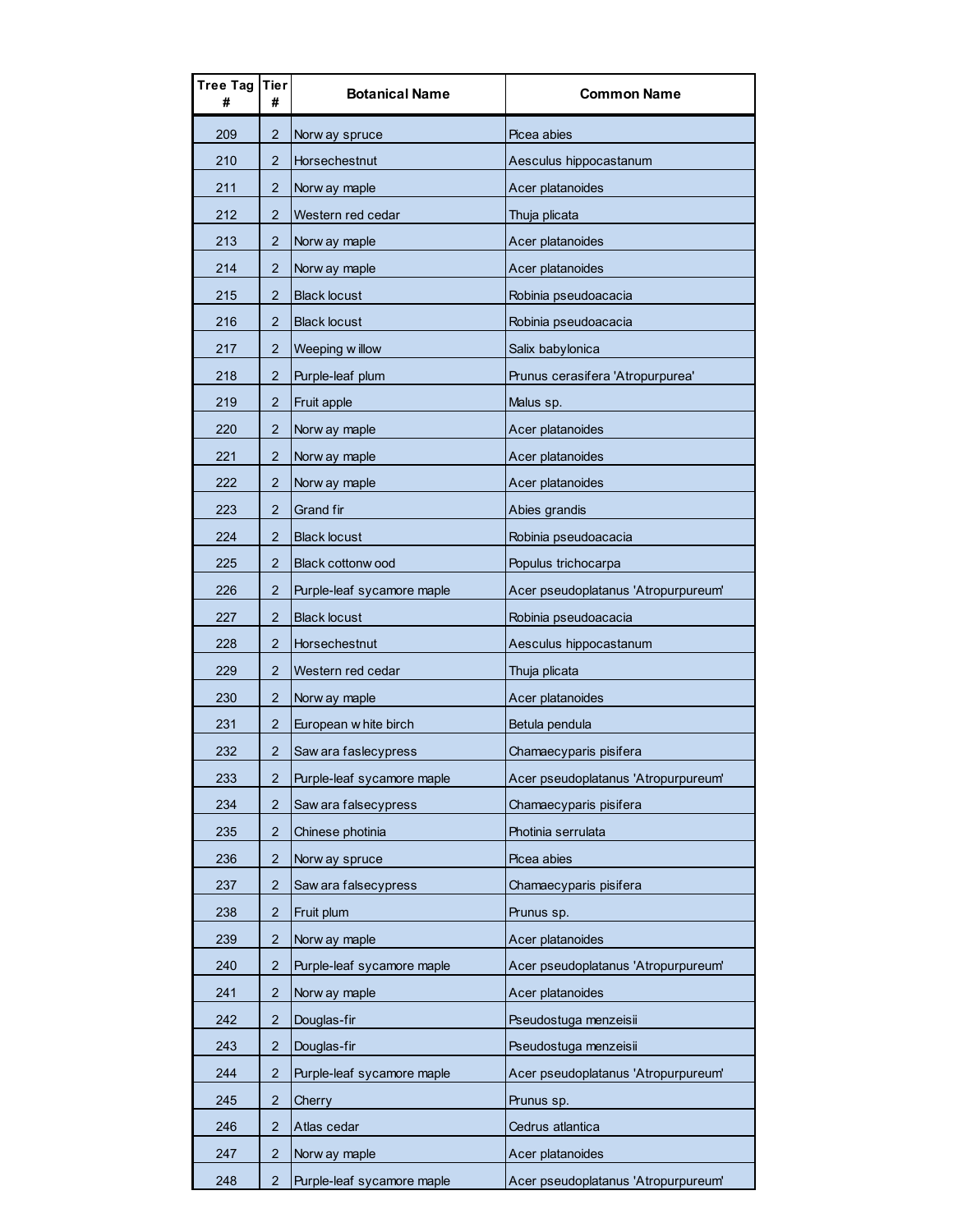| Tree Tag # | Tier # | Botanical Name | Common Name |
|---|---|---|---|
| 209 | 2 | Norway spruce | Picea abies |
| 210 | 2 | Horsechestnut | Aesculus hippocastanum |
| 211 | 2 | Norway maple | Acer platanoides |
| 212 | 2 | Western red cedar | Thuja plicata |
| 213 | 2 | Norway maple | Acer platanoides |
| 214 | 2 | Norway maple | Acer platanoides |
| 215 | 2 | Black locust | Robinia pseudoacacia |
| 216 | 2 | Black locust | Robinia pseudoacacia |
| 217 | 2 | Weeping willow | Salix babylonica |
| 218 | 2 | Purple-leaf plum | Prunus cerasifera 'Atropurpurea' |
| 219 | 2 | Fruit apple | Malus sp. |
| 220 | 2 | Norway maple | Acer platanoides |
| 221 | 2 | Norway maple | Acer platanoides |
| 222 | 2 | Norway maple | Acer platanoides |
| 223 | 2 | Grand fir | Abies grandis |
| 224 | 2 | Black locust | Robinia pseudoacacia |
| 225 | 2 | Black cottonwood | Populus trichocarpa |
| 226 | 2 | Purple-leaf sycamore maple | Acer pseudoplatanus 'Atropurpureum' |
| 227 | 2 | Black locust | Robinia pseudoacacia |
| 228 | 2 | Horsechestnut | Aesculus hippocastanum |
| 229 | 2 | Western red cedar | Thuja plicata |
| 230 | 2 | Norway maple | Acer platanoides |
| 231 | 2 | European white birch | Betula pendula |
| 232 | 2 | Sawara faslecypress | Chamaecyparis pisifera |
| 233 | 2 | Purple-leaf sycamore maple | Acer pseudoplatanus 'Atropurpureum' |
| 234 | 2 | Sawara falsecypress | Chamaecyparis pisifera |
| 235 | 2 | Chinese photinia | Photinia serrulata |
| 236 | 2 | Norway spruce | Picea abies |
| 237 | 2 | Sawara falsecypress | Chamaecyparis pisifera |
| 238 | 2 | Fruit plum | Prunus sp. |
| 239 | 2 | Norway maple | Acer platanoides |
| 240 | 2 | Purple-leaf sycamore maple | Acer pseudoplatanus 'Atropurpureum' |
| 241 | 2 | Norway maple | Acer platanoides |
| 242 | 2 | Douglas-fir | Pseudostuga menzeisii |
| 243 | 2 | Douglas-fir | Pseudostuga menzeisii |
| 244 | 2 | Purple-leaf sycamore maple | Acer pseudoplatanus 'Atropurpureum' |
| 245 | 2 | Cherry | Prunus sp. |
| 246 | 2 | Atlas cedar | Cedrus atlantica |
| 247 | 2 | Norway maple | Acer platanoides |
| 248 | 2 | Purple-leaf sycamore maple | Acer pseudoplatanus 'Atropurpureum' |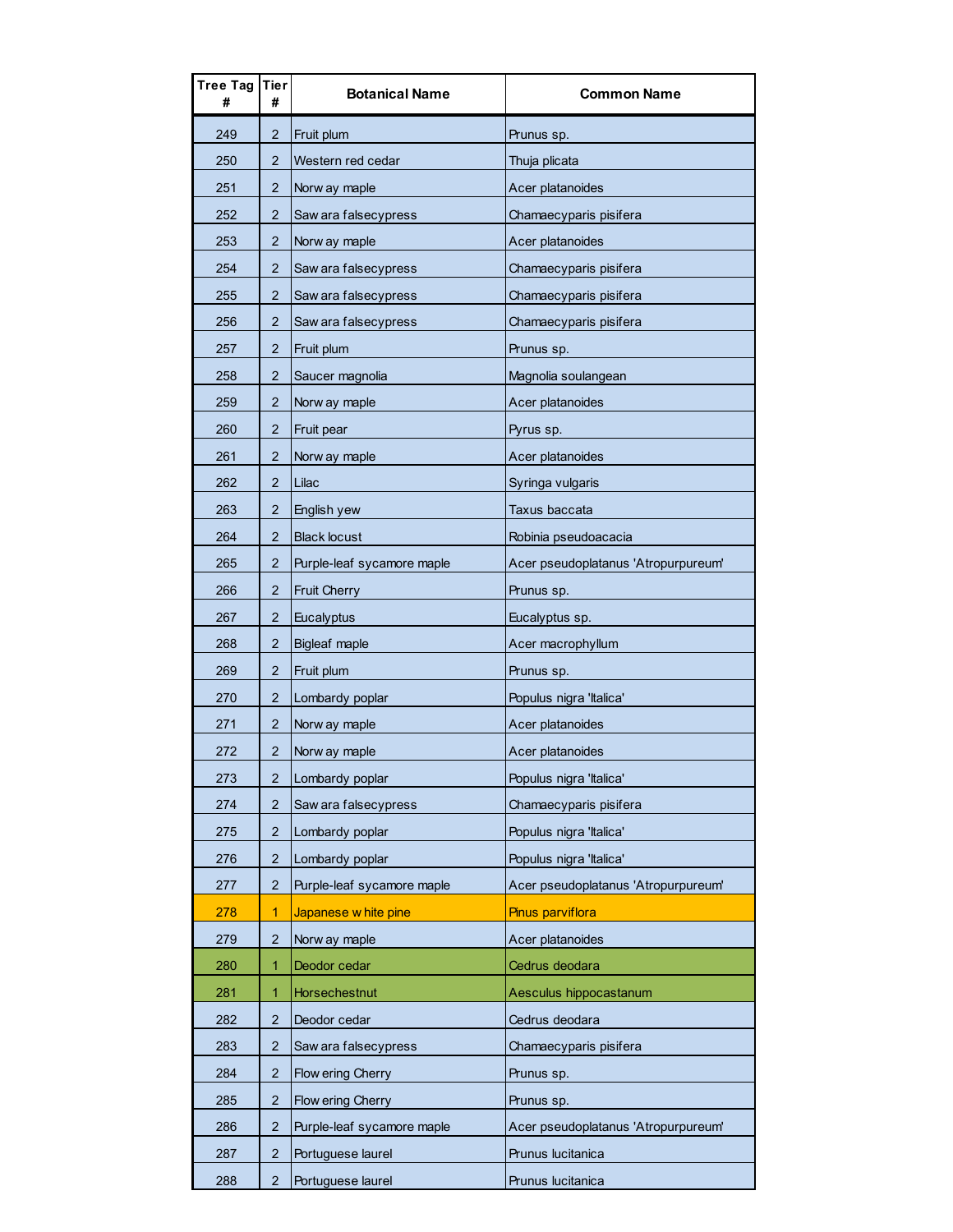| Tree Tag # | Tier # | Botanical Name | Common Name |
|---|---|---|---|
| 249 | 2 | Fruit plum | Prunus sp. |
| 250 | 2 | Western red cedar | Thuja plicata |
| 251 | 2 | Norway maple | Acer platanoides |
| 252 | 2 | Sawara falsecypress | Chamaecyparis pisifera |
| 253 | 2 | Norway maple | Acer platanoides |
| 254 | 2 | Sawara falsecypress | Chamaecyparis pisifera |
| 255 | 2 | Sawara falsecypress | Chamaecyparis pisifera |
| 256 | 2 | Sawara falsecypress | Chamaecyparis pisifera |
| 257 | 2 | Fruit plum | Prunus sp. |
| 258 | 2 | Saucer magnolia | Magnolia soulangean |
| 259 | 2 | Norway maple | Acer platanoides |
| 260 | 2 | Fruit pear | Pyrus sp. |
| 261 | 2 | Norway maple | Acer platanoides |
| 262 | 2 | Lilac | Syringa vulgaris |
| 263 | 2 | English yew | Taxus baccata |
| 264 | 2 | Black locust | Robinia pseudoacacia |
| 265 | 2 | Purple-leaf sycamore maple | Acer pseudoplatanus 'Atropurpureum' |
| 266 | 2 | Fruit Cherry | Prunus sp. |
| 267 | 2 | Eucalyptus | Eucalyptus sp. |
| 268 | 2 | Bigleaf maple | Acer macrophyllum |
| 269 | 2 | Fruit plum | Prunus sp. |
| 270 | 2 | Lombardy poplar | Populus nigra 'Italica' |
| 271 | 2 | Norway maple | Acer platanoides |
| 272 | 2 | Norway maple | Acer platanoides |
| 273 | 2 | Lombardy poplar | Populus nigra 'Italica' |
| 274 | 2 | Sawara falsecypress | Chamaecyparis pisifera |
| 275 | 2 | Lombardy poplar | Populus nigra 'Italica' |
| 276 | 2 | Lombardy poplar | Populus nigra 'Italica' |
| 277 | 2 | Purple-leaf sycamore maple | Acer pseudoplatanus 'Atropurpureum' |
| 278 | 1 | Japanese white pine | Pinus parviflora |
| 279 | 2 | Norway maple | Acer platanoides |
| 280 | 1 | Deodor cedar | Cedrus deodara |
| 281 | 1 | Horsechestnut | Aesculus hippocastanum |
| 282 | 2 | Deodor cedar | Cedrus deodara |
| 283 | 2 | Sawara falsecypress | Chamaecyparis pisifera |
| 284 | 2 | Flowering Cherry | Prunus sp. |
| 285 | 2 | Flowering Cherry | Prunus sp. |
| 286 | 2 | Purple-leaf sycamore maple | Acer pseudoplatanus 'Atropurpureum' |
| 287 | 2 | Portuguese laurel | Prunus lucitanica |
| 288 | 2 | Portuguese laurel | Prunus lucitanica |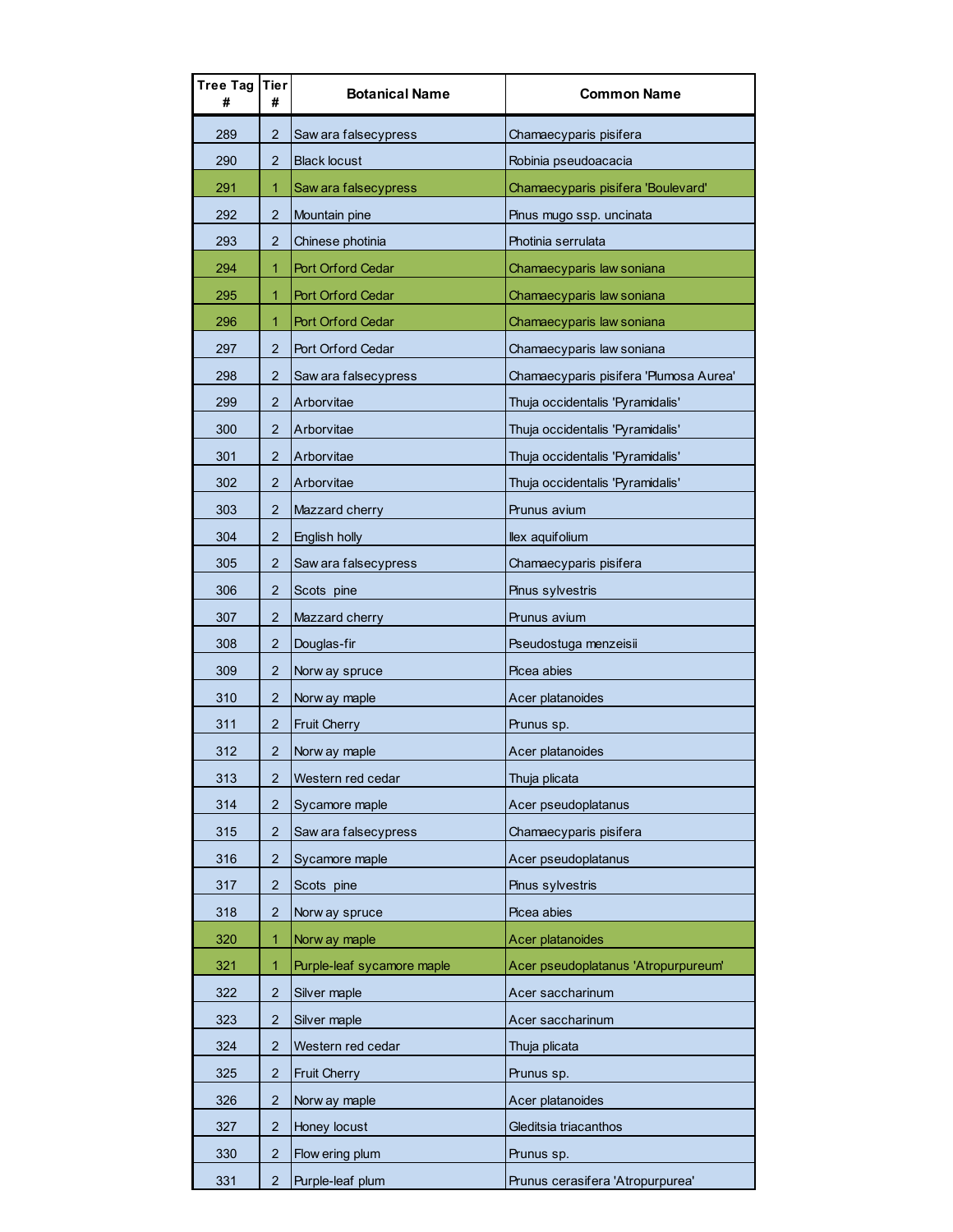| Tree Tag # | Tier # | Botanical Name | Common Name |
|---|---|---|---|
| 289 | 2 | Sawara falsecypress | Chamaecyparis pisifera |
| 290 | 2 | Black locust | Robinia pseudoacacia |
| 291 | 1 | Sawara falsecypress | Chamaecyparis pisifera 'Boulevard' |
| 292 | 2 | Mountain pine | Pinus mugo ssp. uncinata |
| 293 | 2 | Chinese photinia | Photinia serrulata |
| 294 | 1 | Port Orford Cedar | Chamaecyparis lawsoniana |
| 295 | 1 | Port Orford Cedar | Chamaecyparis lawsoniana |
| 296 | 1 | Port Orford Cedar | Chamaecyparis lawsoniana |
| 297 | 2 | Port Orford Cedar | Chamaecyparis lawsoniana |
| 298 | 2 | Sawara falsecypress | Chamaecyparis pisifera 'Plumosa Aurea' |
| 299 | 2 | Arborvitae | Thuja occidentalis 'Pyramidalis' |
| 300 | 2 | Arborvitae | Thuja occidentalis 'Pyramidalis' |
| 301 | 2 | Arborvitae | Thuja occidentalis 'Pyramidalis' |
| 302 | 2 | Arborvitae | Thuja occidentalis 'Pyramidalis' |
| 303 | 2 | Mazzard cherry | Prunus avium |
| 304 | 2 | English holly | Ilex aquifolium |
| 305 | 2 | Sawara falsecypress | Chamaecyparis pisifera |
| 306 | 2 | Scots pine | Pinus sylvestris |
| 307 | 2 | Mazzard cherry | Prunus avium |
| 308 | 2 | Douglas-fir | Pseudostuga menzeisii |
| 309 | 2 | Norway spruce | Picea abies |
| 310 | 2 | Norway maple | Acer platanoides |
| 311 | 2 | Fruit Cherry | Prunus sp. |
| 312 | 2 | Norway maple | Acer platanoides |
| 313 | 2 | Western red cedar | Thuja plicata |
| 314 | 2 | Sycamore maple | Acer pseudoplatanus |
| 315 | 2 | Sawara falsecypress | Chamaecyparis pisifera |
| 316 | 2 | Sycamore maple | Acer pseudoplatanus |
| 317 | 2 | Scots pine | Pinus sylvestris |
| 318 | 2 | Norway spruce | Picea abies |
| 320 | 1 | Norway maple | Acer platanoides |
| 321 | 1 | Purple-leaf sycamore maple | Acer pseudoplatanus 'Atropurpureum' |
| 322 | 2 | Silver maple | Acer saccharinum |
| 323 | 2 | Silver maple | Acer saccharinum |
| 324 | 2 | Western red cedar | Thuja plicata |
| 325 | 2 | Fruit Cherry | Prunus sp. |
| 326 | 2 | Norway maple | Acer platanoides |
| 327 | 2 | Honey locust | Gleditsia triacanthos |
| 330 | 2 | Flowering plum | Prunus sp. |
| 331 | 2 | Purple-leaf plum | Prunus cerasifera 'Atropurpurea' |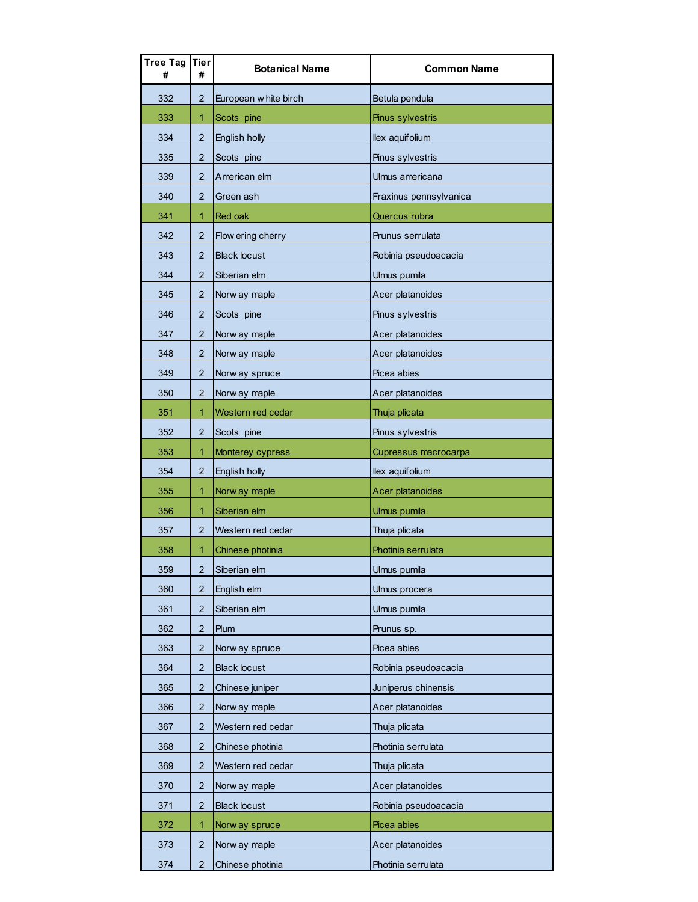| Tree Tag # | Tier # | Botanical Name | Common Name |
|---|---|---|---|
| 332 | 2 | European white birch | Betula pendula |
| 333 | 1 | Scots pine | Pinus sylvestris |
| 334 | 2 | English holly | Ilex aquifolium |
| 335 | 2 | Scots pine | Pinus sylvestris |
| 339 | 2 | American elm | Ulmus americana |
| 340 | 2 | Green ash | Fraxinus pennsylvanica |
| 341 | 1 | Red oak | Quercus rubra |
| 342 | 2 | Flowering cherry | Prunus serrulata |
| 343 | 2 | Black locust | Robinia pseudoacacia |
| 344 | 2 | Siberian elm | Ulmus pumila |
| 345 | 2 | Norway maple | Acer platanoides |
| 346 | 2 | Scots pine | Pinus sylvestris |
| 347 | 2 | Norway maple | Acer platanoides |
| 348 | 2 | Norway maple | Acer platanoides |
| 349 | 2 | Norway spruce | Picea abies |
| 350 | 2 | Norway maple | Acer platanoides |
| 351 | 1 | Western red cedar | Thuja plicata |
| 352 | 2 | Scots pine | Pinus sylvestris |
| 353 | 1 | Monterey cypress | Cupressus macrocarpa |
| 354 | 2 | English holly | Ilex aquifolium |
| 355 | 1 | Norway maple | Acer platanoides |
| 356 | 1 | Siberian elm | Ulmus pumila |
| 357 | 2 | Western red cedar | Thuja plicata |
| 358 | 1 | Chinese photinia | Photinia serrulata |
| 359 | 2 | Siberian elm | Ulmus pumila |
| 360 | 2 | English elm | Ulmus procera |
| 361 | 2 | Siberian elm | Ulmus pumila |
| 362 | 2 | Plum | Prunus sp. |
| 363 | 2 | Norway spruce | Picea abies |
| 364 | 2 | Black locust | Robinia pseudoacacia |
| 365 | 2 | Chinese juniper | Juniperus chinensis |
| 366 | 2 | Norway maple | Acer platanoides |
| 367 | 2 | Western red cedar | Thuja plicata |
| 368 | 2 | Chinese photinia | Photinia serrulata |
| 369 | 2 | Western red cedar | Thuja plicata |
| 370 | 2 | Norway maple | Acer platanoides |
| 371 | 2 | Black locust | Robinia pseudoacacia |
| 372 | 1 | Norway spruce | Picea abies |
| 373 | 2 | Norway maple | Acer platanoides |
| 374 | 2 | Chinese photinia | Photinia serrulata |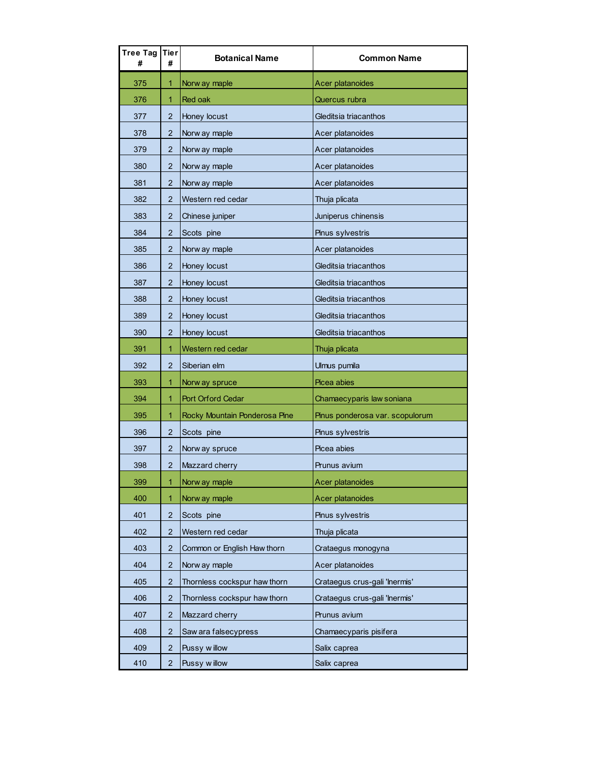| Tree Tag # | Tier # | Botanical Name | Common Name |
|---|---|---|---|
| 375 | 1 | Norway maple | Acer platanoides |
| 376 | 1 | Red oak | Quercus rubra |
| 377 | 2 | Honey locust | Gleditsia triacanthos |
| 378 | 2 | Norway maple | Acer platanoides |
| 379 | 2 | Norway maple | Acer platanoides |
| 380 | 2 | Norway maple | Acer platanoides |
| 381 | 2 | Norway maple | Acer platanoides |
| 382 | 2 | Western red cedar | Thuja plicata |
| 383 | 2 | Chinese juniper | Juniperus chinensis |
| 384 | 2 | Scots pine | Pinus sylvestris |
| 385 | 2 | Norway maple | Acer platanoides |
| 386 | 2 | Honey locust | Gleditsia triacanthos |
| 387 | 2 | Honey locust | Gleditsia triacanthos |
| 388 | 2 | Honey locust | Gleditsia triacanthos |
| 389 | 2 | Honey locust | Gleditsia triacanthos |
| 390 | 2 | Honey locust | Gleditsia triacanthos |
| 391 | 1 | Western red cedar | Thuja plicata |
| 392 | 2 | Siberian elm | Ulmus pumila |
| 393 | 1 | Norway spruce | Picea abies |
| 394 | 1 | Port Orford Cedar | Chamaecyparis lawsoniana |
| 395 | 1 | Rocky Mountain Ponderosa Pine | Pinus ponderosa var. scopulorum |
| 396 | 2 | Scots pine | Pinus sylvestris |
| 397 | 2 | Norway spruce | Picea abies |
| 398 | 2 | Mazzard cherry | Prunus avium |
| 399 | 1 | Norway maple | Acer platanoides |
| 400 | 1 | Norway maple | Acer platanoides |
| 401 | 2 | Scots pine | Pinus sylvestris |
| 402 | 2 | Western red cedar | Thuja plicata |
| 403 | 2 | Common or English Hawthorn | Crataegus monogyna |
| 404 | 2 | Norway maple | Acer platanoides |
| 405 | 2 | Thornless cockspur hawthorn | Crataegus crus-gali 'Inermis' |
| 406 | 2 | Thornless cockspur hawthorn | Crataegus crus-gali 'Inermis' |
| 407 | 2 | Mazzard cherry | Prunus avium |
| 408 | 2 | Sawara falsecypress | Chamaecyparis pisifera |
| 409 | 2 | Pussy willow | Salix caprea |
| 410 | 2 | Pussy willow | Salix caprea |